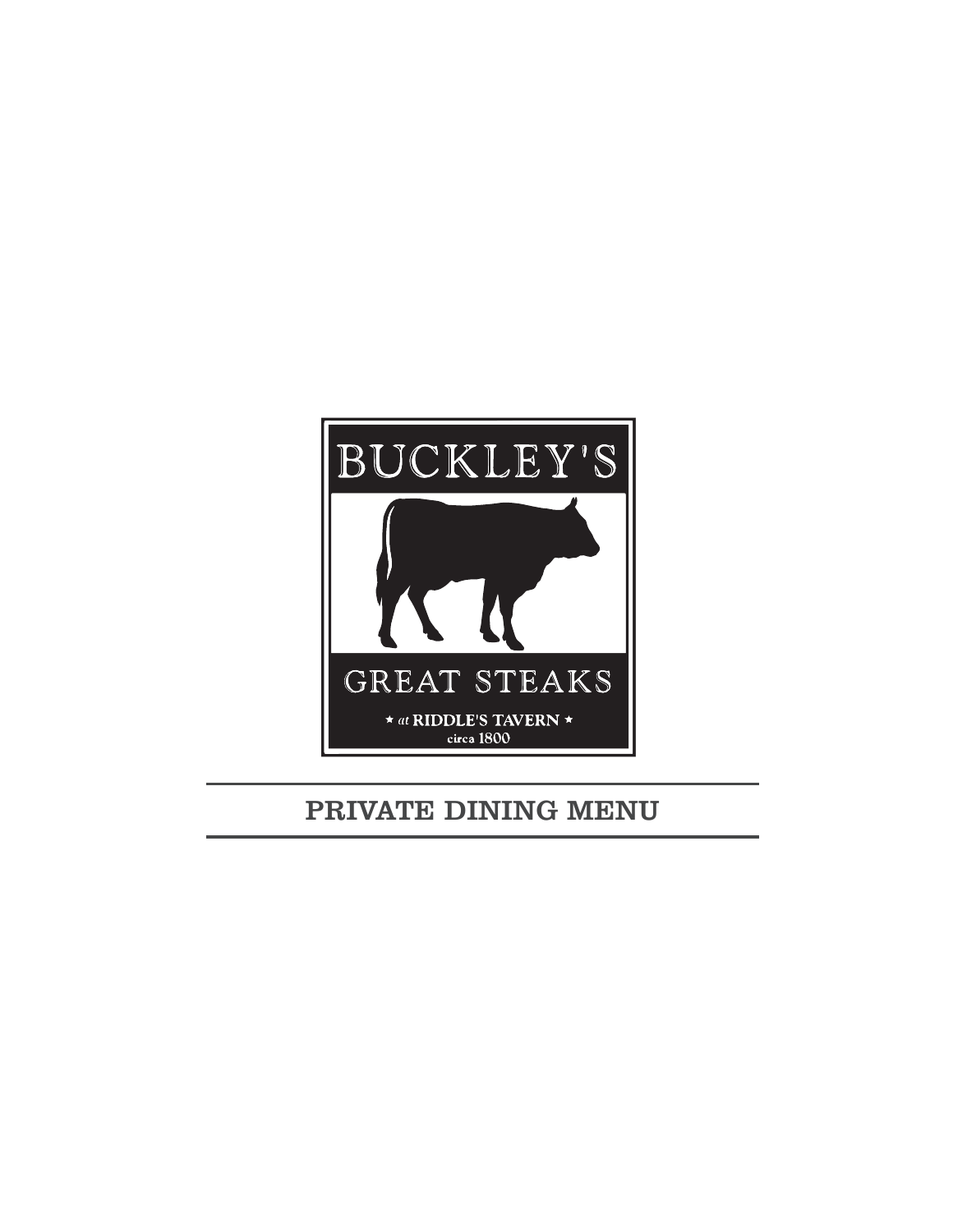BUCKLEY'S

GREAT STEAKS

★ *at* RIDDLE'S TAVERN ★

circa 1800

# PRIVATE DINING MENU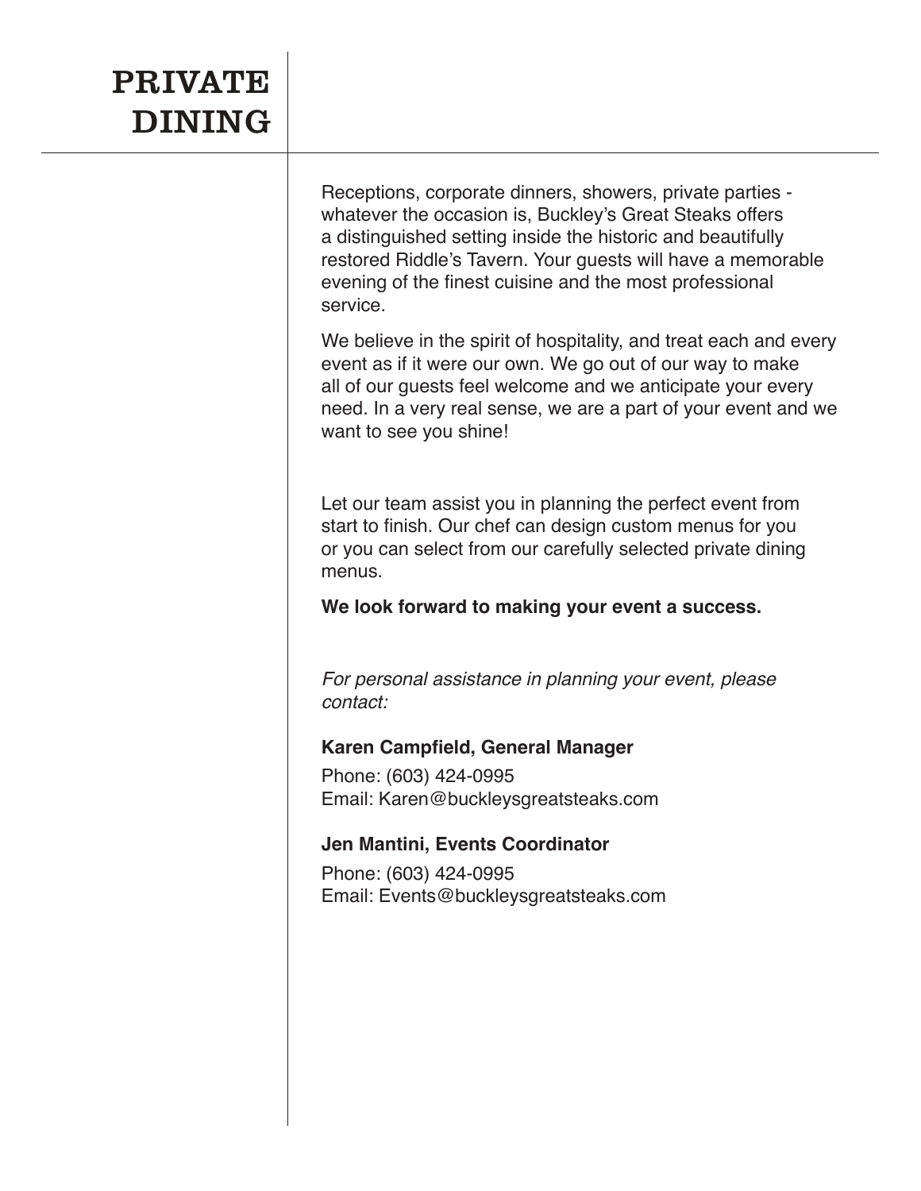# PRIVATE DINING

Receptions, corporate dinners, showers, private parties - whatever the occasion is, Buckley's Great Steaks offers a distinguished setting inside the historic and beautifully restored Riddle's Tavern. Your guests will have a memorable evening of the finest cuisine and the most professional service.

We believe in the spirit of hospitality, and treat each and every event as if it were our own. We go out of our way to make all of our guests feel welcome and we anticipate your every need. In a very real sense, we are a part of your event and we want to see you shine!

Let our team assist you in planning the perfect event from start to finish. Our chef can design custom menus for you or you can select from our carefully selected private dining menus.

**We look forward to making your event a success.**

*For personal assistance in planning your event, please contact:*

**Karen Campfield, General Manager**

Phone: (603) 424-0995
Email: Karen@buckleysgreatsteaks.com

**Jen Mantini, Events Coordinator**

Phone: (603) 424-0995
Email: Events@buckleysgreatsteaks.com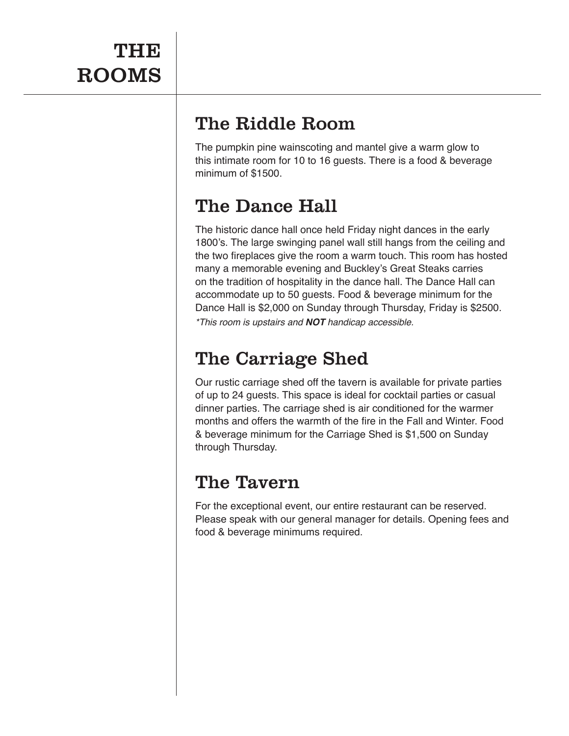# THE ROOMS

## The Riddle Room

The pumpkin pine wainscoting and mantel give a warm glow to this intimate room for 10 to 16 guests. There is a food & beverage minimum of $1500.

## The Dance Hall

The historic dance hall once held Friday night dances in the early 1800's. The large swinging panel wall still hangs from the ceiling and the two fireplaces give the room a warm touch. This room has hosted many a memorable evening and Buckley's Great Steaks carries on the tradition of hospitality in the dance hall. The Dance Hall can accommodate up to 50 guests. Food & beverage minimum for the Dance Hall is $2,000 on Sunday through Thursday, Friday is $2500.

*\*This room is upstairs and **NOT** handicap accessible.*

## The Carriage Shed

Our rustic carriage shed off the tavern is available for private parties of up to 24 guests. This space is ideal for cocktail parties or casual dinner parties. The carriage shed is air conditioned for the warmer months and offers the warmth of the fire in the Fall and Winter. Food & beverage minimum for the Carriage Shed is $1,500 on Sunday through Thursday.

## The Tavern

For the exceptional event, our entire restaurant can be reserved. Please speak with our general manager for details. Opening fees and food & beverage minimums required.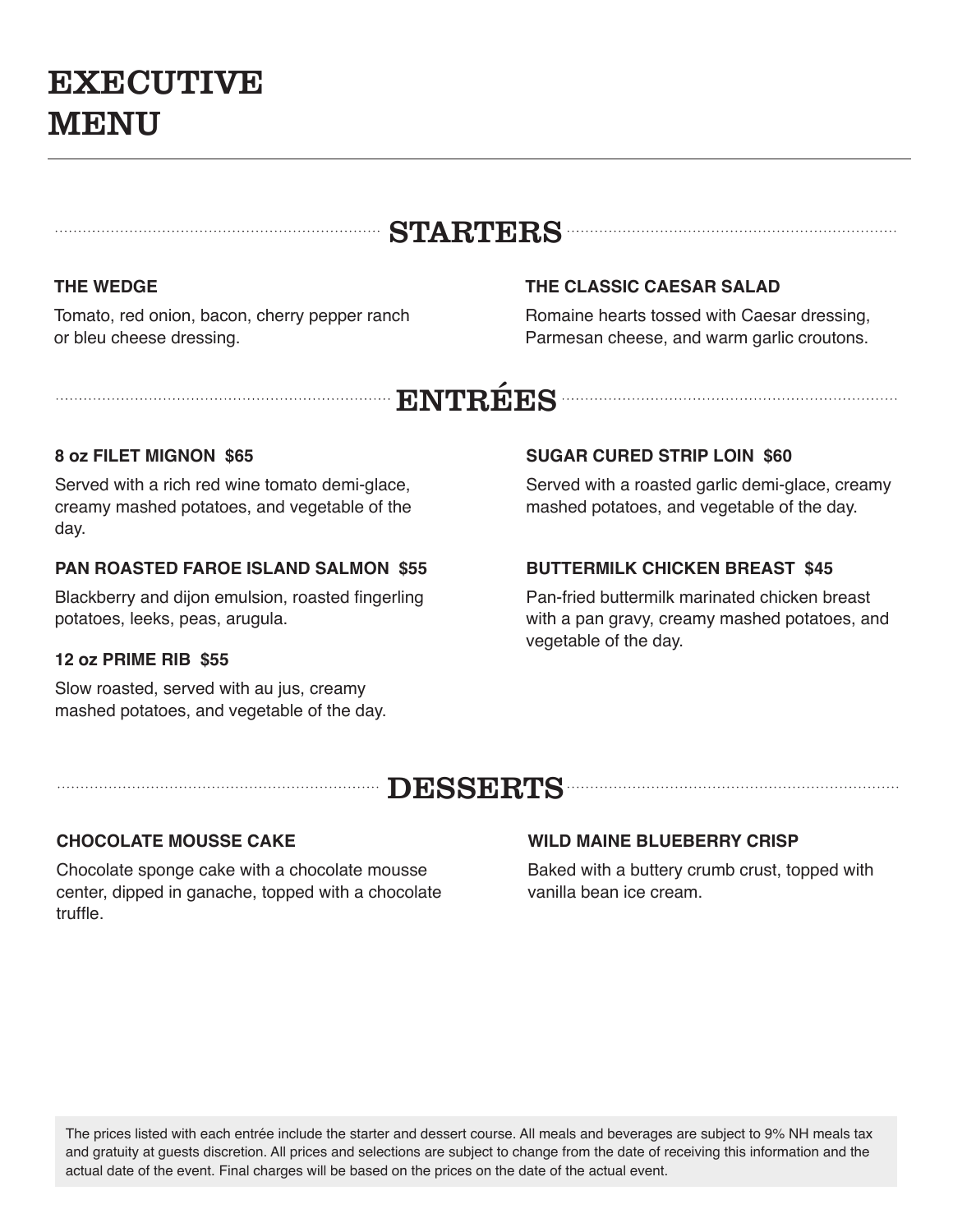# EXECUTIVE MENU

## STARTERS

**THE WEDGE**

Tomato, red onion, bacon, cherry pepper ranch or bleu cheese dressing.

**THE CLASSIC CAESAR SALAD**

Romaine hearts tossed with Caesar dressing, Parmesan cheese, and warm garlic croutons.

## ENTRÉES

**8 oz FILET MIGNON $65**

Served with a rich red wine tomato demi-glace, creamy mashed potatoes, and vegetable of the day.

**PAN ROASTED FAROE ISLAND SALMON $55**

Blackberry and dijon emulsion, roasted fingerling potatoes, leeks, peas, arugula.

**12 oz PRIME RIB $55**

Slow roasted, served with au jus, creamy mashed potatoes, and vegetable of the day.

**SUGAR CURED STRIP LOIN $60**

Served with a roasted garlic demi-glace, creamy mashed potatoes, and vegetable of the day.

**BUTTERMILK CHICKEN BREAST $45**

Pan-fried buttermilk marinated chicken breast with a pan gravy, creamy mashed potatoes, and vegetable of the day.

## DESSERTS

**CHOCOLATE MOUSSE CAKE**

Chocolate sponge cake with a chocolate mousse center, dipped in ganache, topped with a chocolate truffle.

**WILD MAINE BLUEBERRY CRISP**

Baked with a buttery crumb crust, topped with vanilla bean ice cream.

The prices listed with each entrée include the starter and dessert course. All meals and beverages are subject to 9% NH meals tax and gratuity at guests discretion. All prices and selections are subject to change from the date of receiving this information and the actual date of the event. Final charges will be based on the prices on the date of the actual event.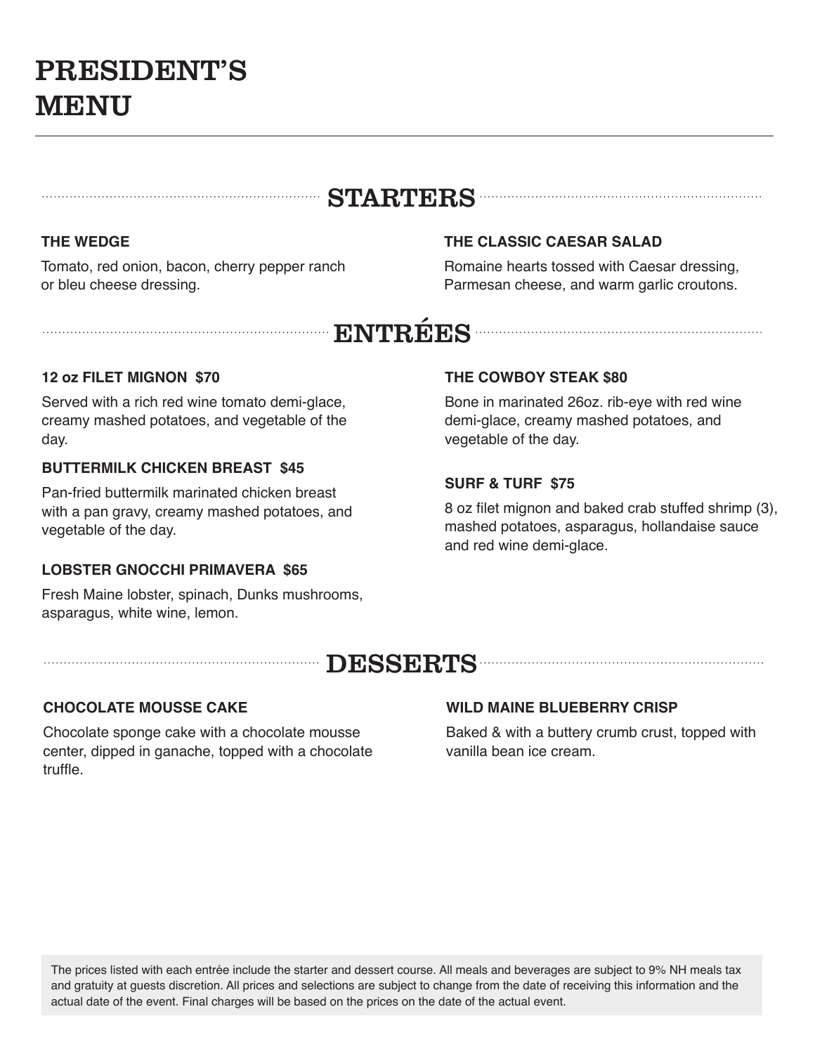# PRESIDENT'S MENU

## STARTERS

### THE WEDGE

Tomato, red onion, bacon, cherry pepper ranch or bleu cheese dressing.

### THE CLASSIC CAESAR SALAD

Romaine hearts tossed with Caesar dressing, Parmesan cheese, and warm garlic croutons.

## ENTRÉES

### 12 oz FILET MIGNON  $70

Served with a rich red wine tomato demi-glace, creamy mashed potatoes, and vegetable of the day.

### BUTTERMILK CHICKEN BREAST  $45

Pan-fried buttermilk marinated chicken breast with a pan gravy, creamy mashed potatoes, and vegetable of the day.

### LOBSTER GNOCCHI PRIMAVERA  $65

Fresh Maine lobster, spinach, Dunks mushrooms, asparagus, white wine, lemon.

### THE COWBOY STEAK $80

Bone in marinated 26oz. rib-eye with red wine demi-glace, creamy mashed potatoes, and vegetable of the day.

### SURF & TURF  $75

8 oz filet mignon and baked crab stuffed shrimp (3), mashed potatoes, asparagus, hollandaise sauce and red wine demi-glace.

## DESSERTS

### CHOCOLATE MOUSSE CAKE

Chocolate sponge cake with a chocolate mousse center, dipped in ganache, topped with a chocolate truffle.

### WILD MAINE BLUEBERRY CRISP

Baked & with a buttery crumb crust, topped with vanilla bean ice cream.

The prices listed with each entrée include the starter and dessert course. All meals and beverages are subject to 9% NH meals tax and gratuity at guests discretion. All prices and selections are subject to change from the date of receiving this information and the actual date of the event. Final charges will be based on the prices on the date of the actual event.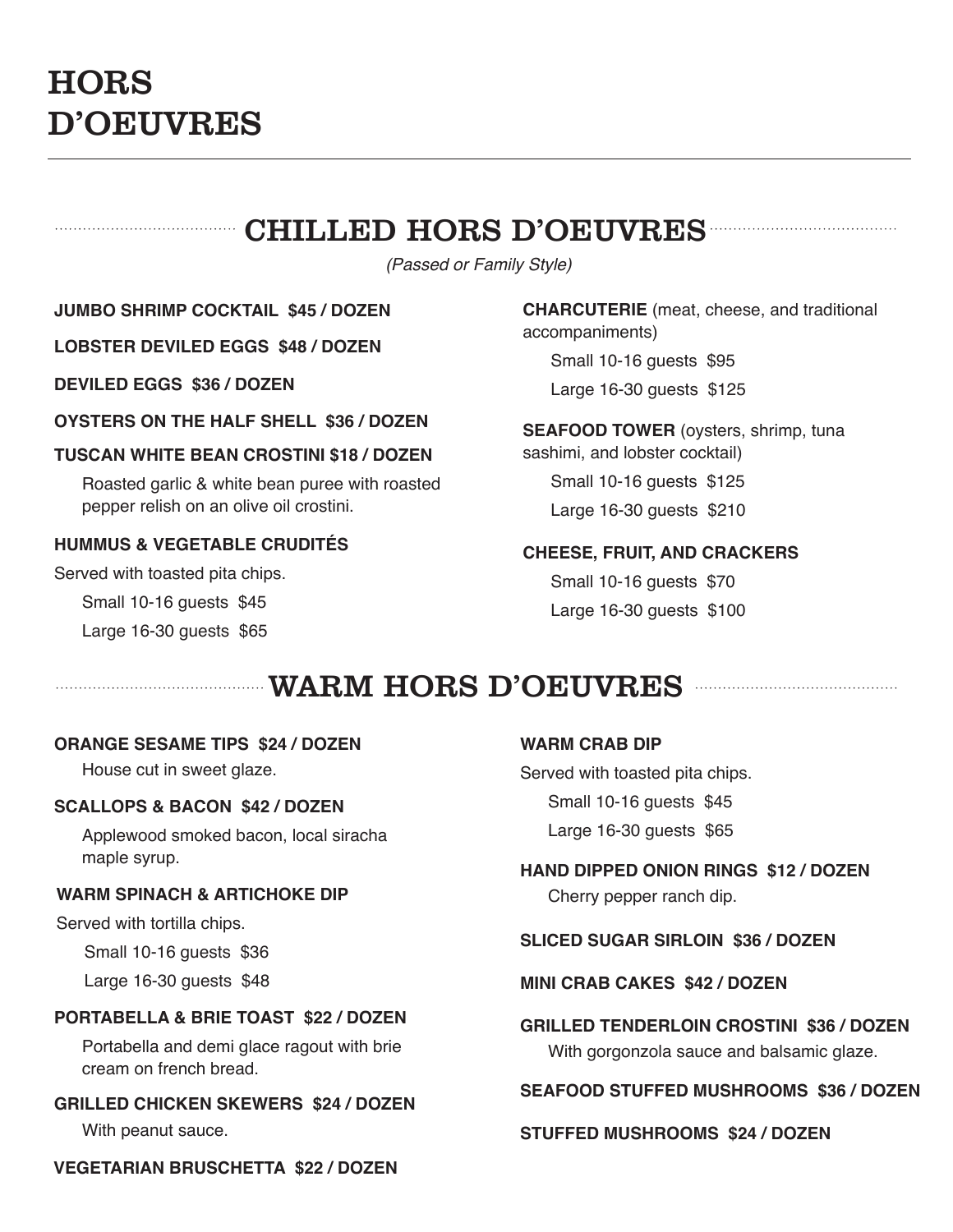# HORS D'OEUVRES

## CHILLED HORS D'OEUVRES

*(Passed or Family Style)*

**JUMBO SHRIMP COCKTAIL $45 / DOZEN**

**LOBSTER DEVILED EGGS $48 / DOZEN**

**DEVILED EGGS $36 / DOZEN**

**OYSTERS ON THE HALF SHELL $36 / DOZEN**

**TUSCAN WHITE BEAN CROSTINI $18 / DOZEN**

Roasted garlic & white bean puree with roasted pepper relish on an olive oil crostini.

**HUMMUS & VEGETABLE CRUDITÉS**

Served with toasted pita chips.

Small 10-16 guests $45

Large 16-30 guests $65

**CHARCUTERIE** (meat, cheese, and traditional accompaniments)

Small 10-16 guests $95

Large 16-30 guests $125

**SEAFOOD TOWER** (oysters, shrimp, tuna sashimi, and lobster cocktail)

Small 10-16 guests $125

Large 16-30 guests $210

**CHEESE, FRUIT, AND CRACKERS**

Small 10-16 guests $70

Large 16-30 guests $100

## WARM HORS D'OEUVRES

**ORANGE SESAME TIPS $24 / DOZEN**

House cut in sweet glaze.

**SCALLOPS & BACON $42 / DOZEN**

Applewood smoked bacon, local siracha maple syrup.

**WARM SPINACH & ARTICHOKE DIP**

Served with tortilla chips.

Small 10-16 guests $36

Large 16-30 guests $48

**PORTABELLA & BRIE TOAST $22 / DOZEN**

Portabella and demi glace ragout with brie cream on french bread.

**GRILLED CHICKEN SKEWERS $24 / DOZEN**

With peanut sauce.

**VEGETARIAN BRUSCHETTA $22 / DOZEN**

**WARM CRAB DIP**

Served with toasted pita chips.

Small 10-16 guests $45

Large 16-30 guests $65

**HAND DIPPED ONION RINGS $12 / DOZEN**

Cherry pepper ranch dip.

**SLICED SUGAR SIRLOIN $36 / DOZEN**

**MINI CRAB CAKES $42 / DOZEN**

**GRILLED TENDERLOIN CROSTINI $36 / DOZEN**

With gorgonzola sauce and balsamic glaze.

**SEAFOOD STUFFED MUSHROOMS $36 / DOZEN**

**STUFFED MUSHROOMS $24 / DOZEN**